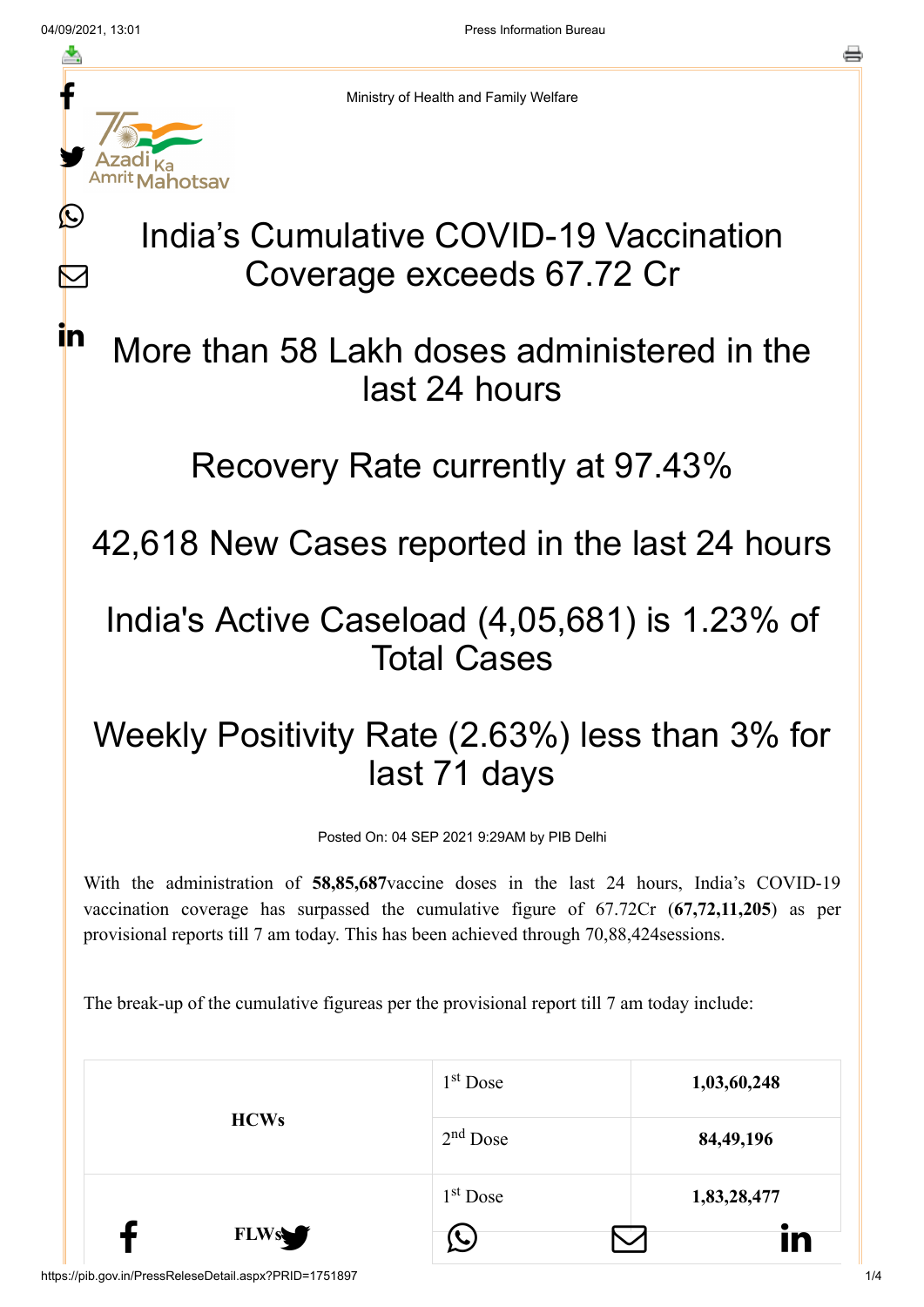Ministry of Health and Family Welfare

# India's Cumulative COVID-19 Vaccination Coverage exceeds 67.72 Cr

## More than 58 Lakh doses administered in the last 24 hours

## Recovery Rate currently at 97.43%

## 42,618 New Cases reported in the last 24 hours

## India's Active Caseload (4,05,681) is 1.23% of Total Cases

## Weekly Positivity Rate (2.63%) less than 3% for last 71 days

Posted On: 04 SEP 2021 9:29AM by PIB Delhi

With the administration of **58,85,687**vaccine doses in the last 24 hours, India's COVID-19 vaccination coverage has surpassed the cumulative figure of 67.72Cr (**67,72,11,205**) as per provisional reports till 7 am today. This has been achieved through 70,88,424sessions.

The break-up of the cumulative figureas per the provisional report till 7 am today include:

| | | |
|---|---|---|
| **HCWs** | 1st Dose | **1,03,60,248** |
| | 2nd Dose | **84,49,196** |
| **FLWs** | 1st Dose | **1,83,28,477** |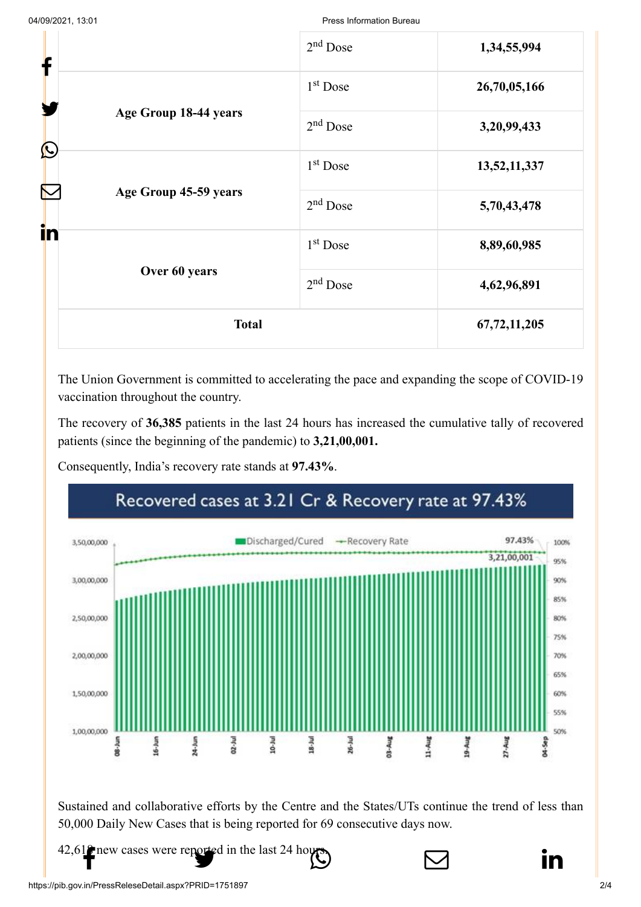|  | 2nd Dose | 1,34,55,994 |
| --- | --- | --- |
| Age Group 18-44 years | 1st Dose | 26,70,05,166 |
|  | 2nd Dose | 3,20,99,433 |
| Age Group 45-59 years | 1st Dose | 13,52,11,337 |
|  | 2nd Dose | 5,70,43,478 |
| Over 60 years | 1st Dose | 8,89,60,985 |
|  | 2nd Dose | 4,62,96,891 |
| Total |  | 67,72,11,205 |

The Union Government is committed to accelerating the pace and expanding the scope of COVID-19 vaccination throughout the country.

The recovery of **36,385** patients in the last 24 hours has increased the cumulative tally of recovered patients (since the beginning of the pandemic) to **3,21,00,001.**

Consequently, India's recovery rate stands at **97.43%**.

Sustained and collaborative efforts by the Centre and the States/UTs continue the trend of less than 50,000 Daily New Cases that is being reported for 69 consecutive days now.

42,618 new cases were reported in the last 24 hours.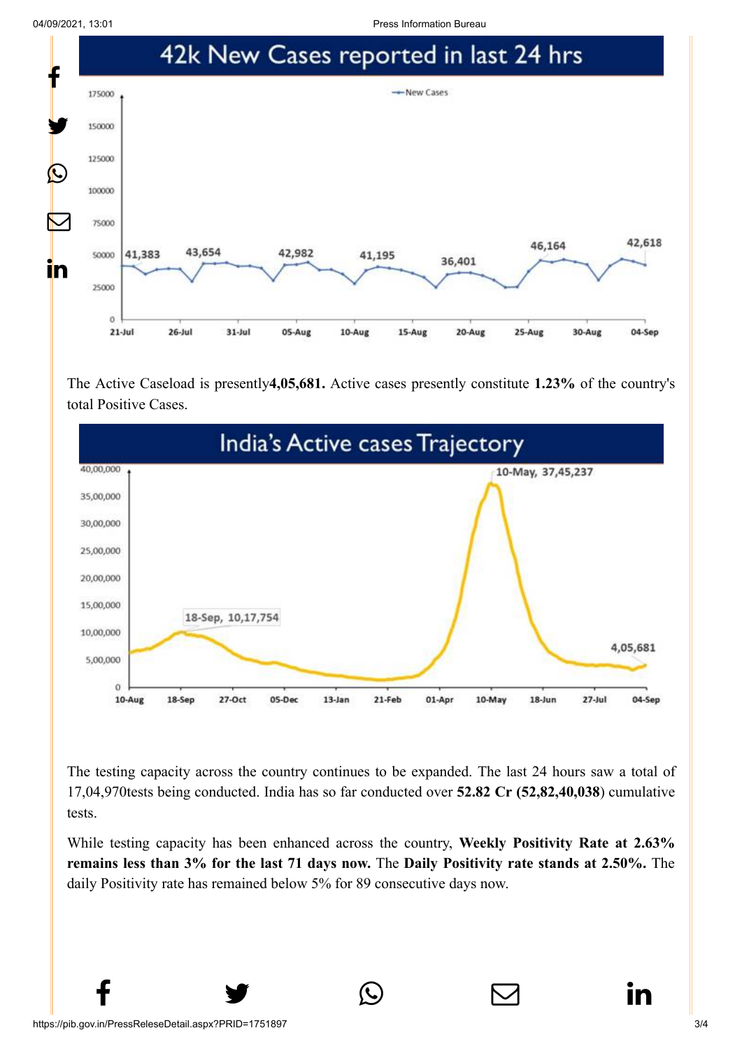## 42k New Cases reported in last 24 hrs

The Active Caseload is presently**4,05,681.** Active cases presently constitute **1.23%** of the country's total Positive Cases.

## India's Active cases Trajectory

The testing capacity across the country continues to be expanded. The last 24 hours saw a total of 17,04,970tests being conducted. India has so far conducted over **52.82 Cr (52,82,40,038**) cumulative tests.

While testing capacity has been enhanced across the country, **Weekly Positivity Rate at 2.63% remains less than 3% for the last 71 days now.** The **Daily Positivity rate stands at 2.50%.** The daily Positivity rate has remained below 5% for 89 consecutive days now.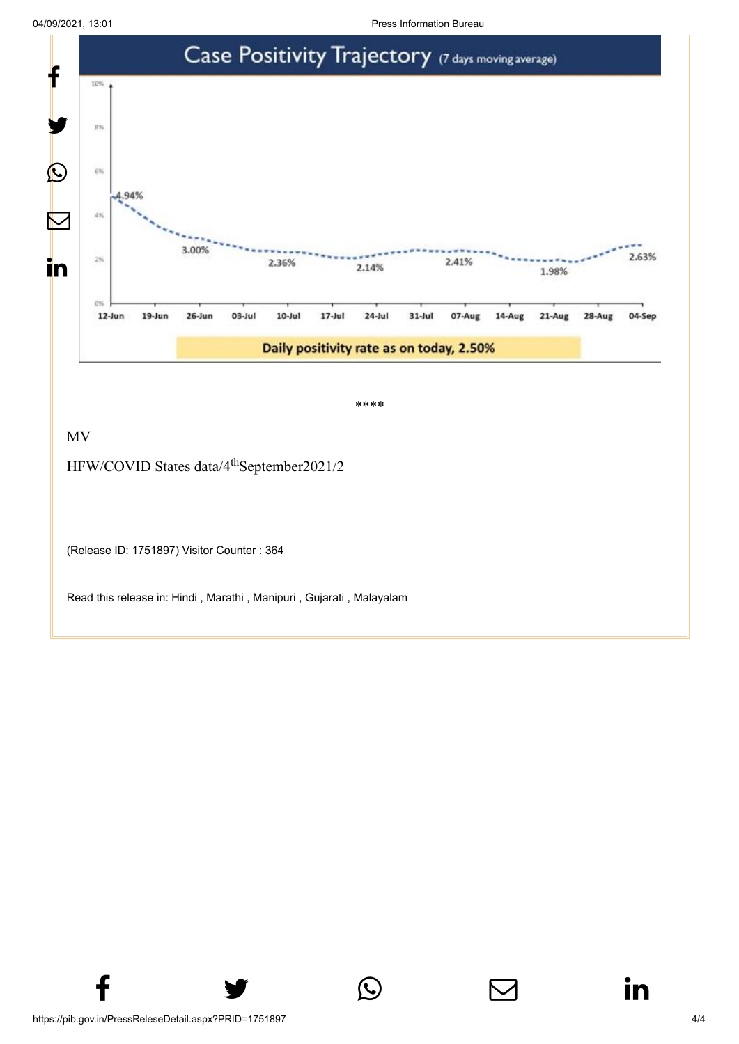## Case Positivity Trajectory (7 days moving average)

10%
8%
6%
4%
2%
0%

4.94%
3.00%
2.36%
2.14%
2.41%
1.98%
2.63%

12-Jun 19-Jun 26-Jun 03-Jul 10-Jul 17-Jul 24-Jul 31-Jul 07-Aug 14-Aug 21-Aug 28-Aug 04-Sep

**Daily positivity rate as on today, 2.50%**

\*\*\*\*

MV

HFW/COVID States data/4thSeptember2021/2

(Release ID: 1751897) Visitor Counter : 364

Read this release in: Hindi , Marathi , Manipuri , Gujarati , Malayalam